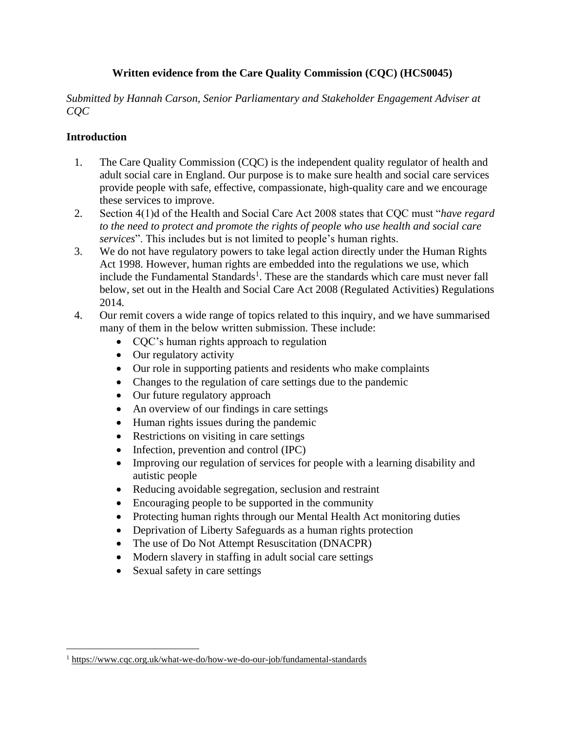# Written evidence from the Care Quality Commission (CQC) (HCS0045)

*Submitted by Hannah Carson, Senior Parliamentary and Stakeholder Engagement Adviser at CQC*

## Introduction

1. The Care Quality Commission (CQC) is the independent quality regulator of health and adult social care in England. Our purpose is to make sure health and social care services provide people with safe, effective, compassionate, high-quality care and we encourage these services to improve.
2. Section 4(1)d of the Health and Social Care Act 2008 states that CQC must "*have regard to the need to protect and promote the rights of people who use health and social care services*". This includes but is not limited to people's human rights.
3. We do not have regulatory powers to take legal action directly under the Human Rights Act 1998. However, human rights are embedded into the regulations we use, which include the Fundamental Standards[1]. These are the standards which care must never fall below, set out in the Health and Social Care Act 2008 (Regulated Activities) Regulations 2014.
4. Our remit covers a wide range of topics related to this inquiry, and we have summarised many of them in the below written submission. These include:
   - CQC's human rights approach to regulation
   - Our regulatory activity
   - Our role in supporting patients and residents who make complaints
   - Changes to the regulation of care settings due to the pandemic
   - Our future regulatory approach
   - An overview of our findings in care settings
   - Human rights issues during the pandemic
   - Restrictions on visiting in care settings
   - Infection, prevention and control (IPC)
   - Improving our regulation of services for people with a learning disability and autistic people
   - Reducing avoidable segregation, seclusion and restraint
   - Encouraging people to be supported in the community
   - Protecting human rights through our Mental Health Act monitoring duties
   - Deprivation of Liberty Safeguards as a human rights protection
   - The use of Do Not Attempt Resuscitation (DNACPR)
   - Modern slavery in staffing in adult social care settings
   - Sexual safety in care settings

[1] https://www.cqc.org.uk/what-we-do/how-we-do-our-job/fundamental-standards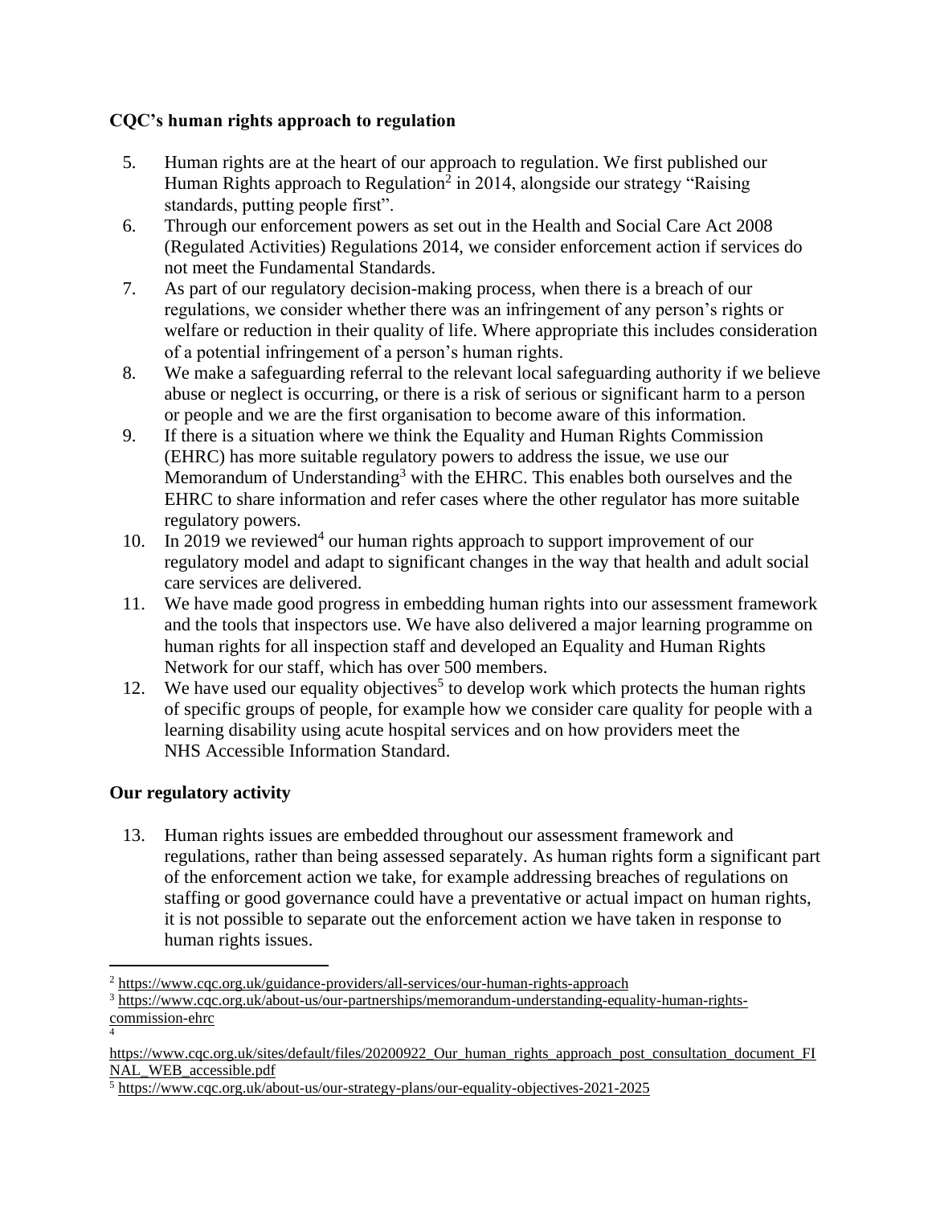## CQC's human rights approach to regulation

5. Human rights are at the heart of our approach to regulation. We first published our Human Rights approach to Regulation[2] in 2014, alongside our strategy "Raising standards, putting people first".
6. Through our enforcement powers as set out in the Health and Social Care Act 2008 (Regulated Activities) Regulations 2014, we consider enforcement action if services do not meet the Fundamental Standards.
7. As part of our regulatory decision-making process, when there is a breach of our regulations, we consider whether there was an infringement of any person's rights or welfare or reduction in their quality of life. Where appropriate this includes consideration of a potential infringement of a person's human rights.
8. We make a safeguarding referral to the relevant local safeguarding authority if we believe abuse or neglect is occurring, or there is a risk of serious or significant harm to a person or people and we are the first organisation to become aware of this information.
9. If there is a situation where we think the Equality and Human Rights Commission (EHRC) has more suitable regulatory powers to address the issue, we use our Memorandum of Understanding[3] with the EHRC. This enables both ourselves and the EHRC to share information and refer cases where the other regulator has more suitable regulatory powers.
10. In 2019 we reviewed[4] our human rights approach to support improvement of our regulatory model and adapt to significant changes in the way that health and adult social care services are delivered.
11. We have made good progress in embedding human rights into our assessment framework and the tools that inspectors use. We have also delivered a major learning programme on human rights for all inspection staff and developed an Equality and Human Rights Network for our staff, which has over 500 members.
12. We have used our equality objectives[5] to develop work which protects the human rights of specific groups of people, for example how we consider care quality for people with a learning disability using acute hospital services and on how providers meet the NHS Accessible Information Standard.

## Our regulatory activity

13. Human rights issues are embedded throughout our assessment framework and regulations, rather than being assessed separately. As human rights form a significant part of the enforcement action we take, for example addressing breaches of regulations on staffing or good governance could have a preventative or actual impact on human rights, it is not possible to separate out the enforcement action we have taken in response to human rights issues.

---

[2] https://www.cqc.org.uk/guidance-providers/all-services/our-human-rights-approach

[3] https://www.cqc.org.uk/about-us/our-partnerships/memorandum-understanding-equality-human-rights-commission-ehrc

[4] https://www.cqc.org.uk/sites/default/files/20200922_Our_human_rights_approach_post_consultation_document_FINAL_WEB_accessible.pdf

[5] https://www.cqc.org.uk/about-us/our-strategy-plans/our-equality-objectives-2021-2025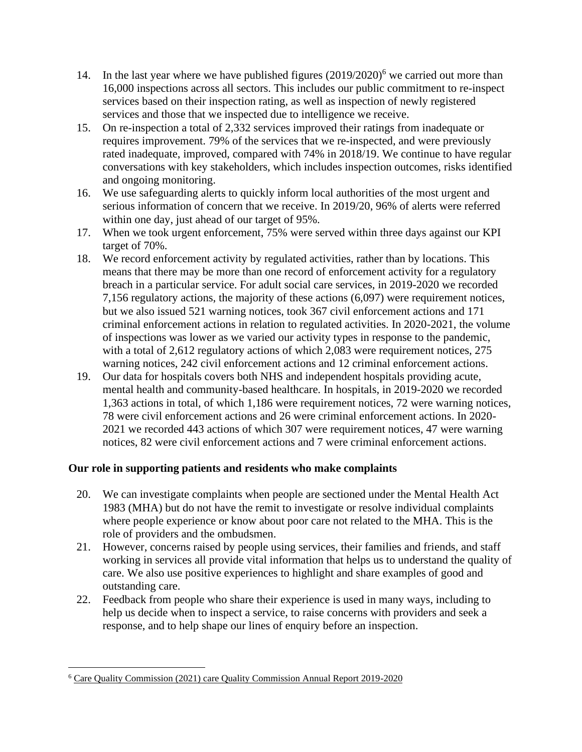14. In the last year where we have published figures (2019/2020)[6] we carried out more than 16,000 inspections across all sectors. This includes our public commitment to re-inspect services based on their inspection rating, as well as inspection of newly registered services and those that we inspected due to intelligence we receive.
15. On re-inspection a total of 2,332 services improved their ratings from inadequate or requires improvement. 79% of the services that we re-inspected, and were previously rated inadequate, improved, compared with 74% in 2018/19. We continue to have regular conversations with key stakeholders, which includes inspection outcomes, risks identified and ongoing monitoring.
16. We use safeguarding alerts to quickly inform local authorities of the most urgent and serious information of concern that we receive. In 2019/20, 96% of alerts were referred within one day, just ahead of our target of 95%.
17. When we took urgent enforcement, 75% were served within three days against our KPI target of 70%.
18. We record enforcement activity by regulated activities, rather than by locations. This means that there may be more than one record of enforcement activity for a regulatory breach in a particular service. For adult social care services, in 2019-2020 we recorded 7,156 regulatory actions, the majority of these actions (6,097) were requirement notices, but we also issued 521 warning notices, took 367 civil enforcement actions and 171 criminal enforcement actions in relation to regulated activities. In 2020-2021, the volume of inspections was lower as we varied our activity types in response to the pandemic, with a total of 2,612 regulatory actions of which 2,083 were requirement notices, 275 warning notices, 242 civil enforcement actions and 12 criminal enforcement actions.
19. Our data for hospitals covers both NHS and independent hospitals providing acute, mental health and community-based healthcare. In hospitals, in 2019-2020 we recorded 1,363 actions in total, of which 1,186 were requirement notices, 72 were warning notices, 78 were civil enforcement actions and 26 were criminal enforcement actions. In 2020-2021 we recorded 443 actions of which 307 were requirement notices, 47 were warning notices, 82 were civil enforcement actions and 7 were criminal enforcement actions.

**Our role in supporting patients and residents who make complaints**

20. We can investigate complaints when people are sectioned under the Mental Health Act 1983 (MHA) but do not have the remit to investigate or resolve individual complaints where people experience or know about poor care not related to the MHA. This is the role of providers and the ombudsmen.
21. However, concerns raised by people using services, their families and friends, and staff working in services all provide vital information that helps us to understand the quality of care. We also use positive experiences to highlight and share examples of good and outstanding care.
22. Feedback from people who share their experience is used in many ways, including to help us decide when to inspect a service, to raise concerns with providers and seek a response, and to help shape our lines of enquiry before an inspection.

[6] Care Quality Commission (2021) care Quality Commission Annual Report 2019-2020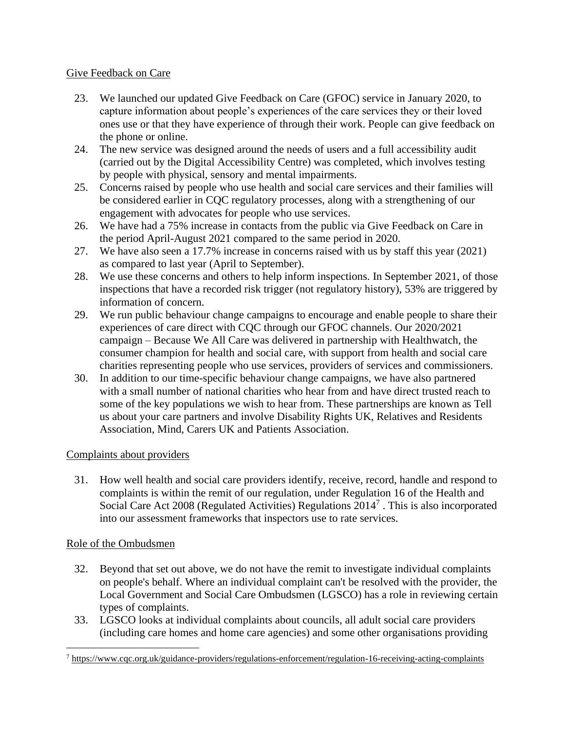Give Feedback on Care

23. We launched our updated Give Feedback on Care (GFOC) service in January 2020, to capture information about people's experiences of the care services they or their loved ones use or that they have experience of through their work. People can give feedback on the phone or online.
24. The new service was designed around the needs of users and a full accessibility audit (carried out by the Digital Accessibility Centre) was completed, which involves testing by people with physical, sensory and mental impairments.
25. Concerns raised by people who use health and social care services and their families will be considered earlier in CQC regulatory processes, along with a strengthening of our engagement with advocates for people who use services.
26. We have had a 75% increase in contacts from the public via Give Feedback on Care in the period April-August 2021 compared to the same period in 2020.
27. We have also seen a 17.7% increase in concerns raised with us by staff this year (2021) as compared to last year (April to September).
28. We use these concerns and others to help inform inspections. In September 2021, of those inspections that have a recorded risk trigger (not regulatory history), 53% are triggered by information of concern.
29. We run public behaviour change campaigns to encourage and enable people to share their experiences of care direct with CQC through our GFOC channels. Our 2020/2021 campaign – Because We All Care was delivered in partnership with Healthwatch, the consumer champion for health and social care, with support from health and social care charities representing people who use services, providers of services and commissioners.
30. In addition to our time-specific behaviour change campaigns, we have also partnered with a small number of national charities who hear from and have direct trusted reach to some of the key populations we wish to hear from. These partnerships are known as Tell us about your care partners and involve Disability Rights UK, Relatives and Residents Association, Mind, Carers UK and Patients Association.

Complaints about providers

31. How well health and social care providers identify, receive, record, handle and respond to complaints is within the remit of our regulation, under Regulation 16 of the Health and Social Care Act 2008 (Regulated Activities) Regulations 2014[7] . This is also incorporated into our assessment frameworks that inspectors use to rate services.

Role of the Ombudsmen

32. Beyond that set out above, we do not have the remit to investigate individual complaints on people's behalf. Where an individual complaint can't be resolved with the provider, the Local Government and Social Care Ombudsmen (LGSCO) has a role in reviewing certain types of complaints.
33. LGSCO looks at individual complaints about councils, all adult social care providers (including care homes and home care agencies) and some other organisations providing

[7] https://www.cqc.org.uk/guidance-providers/regulations-enforcement/regulation-16-receiving-acting-complaints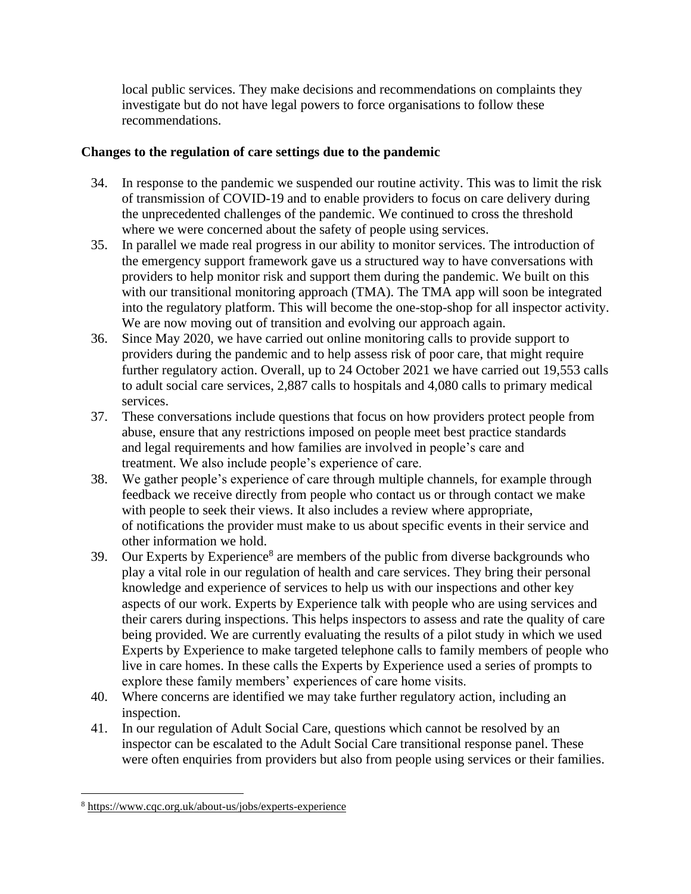local public services. They make decisions and recommendations on complaints they investigate but do not have legal powers to force organisations to follow these recommendations.

**Changes to the regulation of care settings due to the pandemic**

34. In response to the pandemic we suspended our routine activity. This was to limit the risk of transmission of COVID-19 and to enable providers to focus on care delivery during the unprecedented challenges of the pandemic. We continued to cross the threshold where we were concerned about the safety of people using services.
35. In parallel we made real progress in our ability to monitor services. The introduction of the emergency support framework gave us a structured way to have conversations with providers to help monitor risk and support them during the pandemic. We built on this with our transitional monitoring approach (TMA). The TMA app will soon be integrated into the regulatory platform. This will become the one-stop-shop for all inspector activity. We are now moving out of transition and evolving our approach again.
36. Since May 2020, we have carried out online monitoring calls to provide support to providers during the pandemic and to help assess risk of poor care, that might require further regulatory action. Overall, up to 24 October 2021 we have carried out 19,553 calls to adult social care services, 2,887 calls to hospitals and 4,080 calls to primary medical services.
37. These conversations include questions that focus on how providers protect people from abuse, ensure that any restrictions imposed on people meet best practice standards and legal requirements and how families are involved in people's care and treatment. We also include people's experience of care.
38. We gather people's experience of care through multiple channels, for example through feedback we receive directly from people who contact us or through contact we make with people to seek their views. It also includes a review where appropriate, of notifications the provider must make to us about specific events in their service and other information we hold.
39. Our Experts by Experience[8] are members of the public from diverse backgrounds who play a vital role in our regulation of health and care services. They bring their personal knowledge and experience of services to help us with our inspections and other key aspects of our work. Experts by Experience talk with people who are using services and their carers during inspections. This helps inspectors to assess and rate the quality of care being provided. We are currently evaluating the results of a pilot study in which we used Experts by Experience to make targeted telephone calls to family members of people who live in care homes. In these calls the Experts by Experience used a series of prompts to explore these family members' experiences of care home visits.
40. Where concerns are identified we may take further regulatory action, including an inspection.
41. In our regulation of Adult Social Care, questions which cannot be resolved by an inspector can be escalated to the Adult Social Care transitional response panel. These were often enquiries from providers but also from people using services or their families.

[8] https://www.cqc.org.uk/about-us/jobs/experts-experience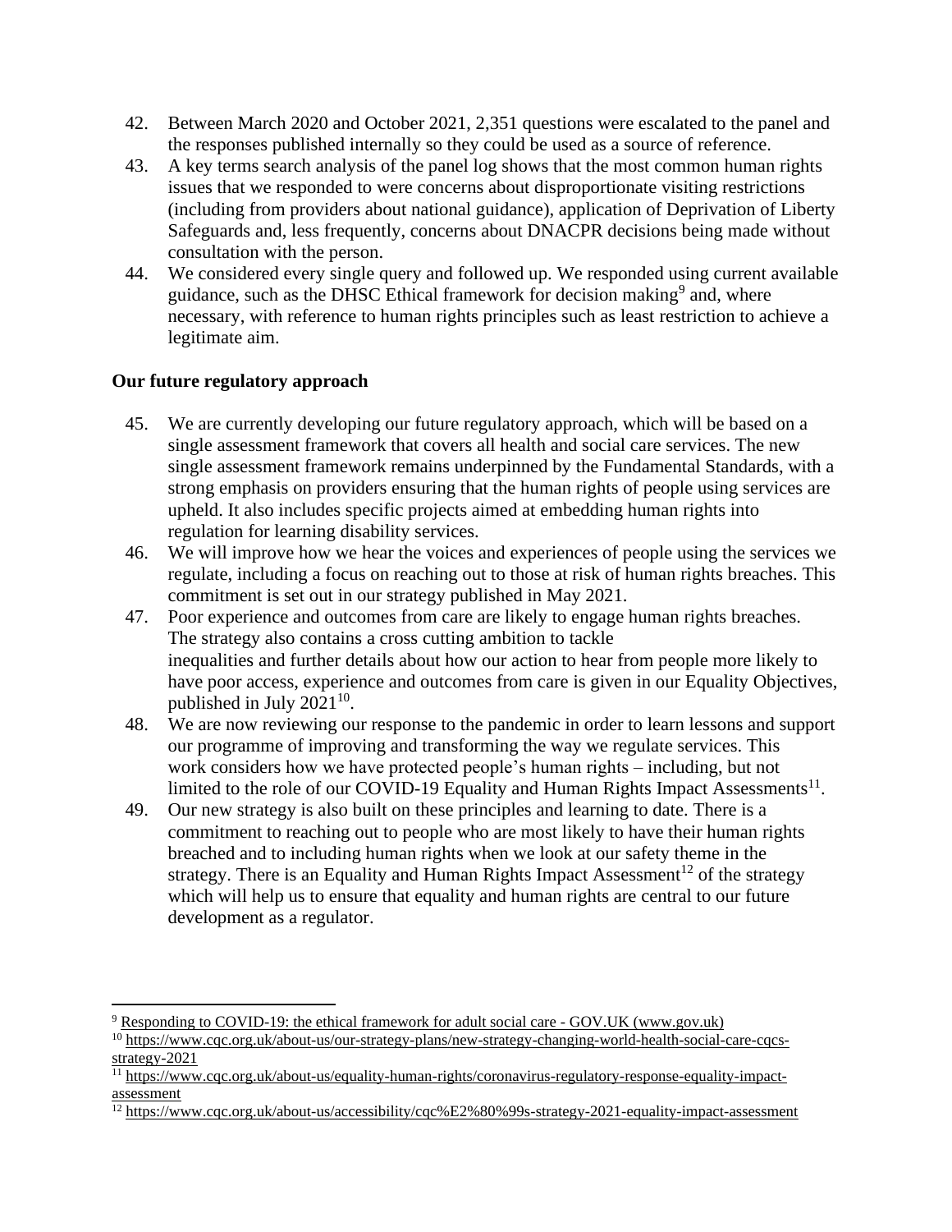42. Between March 2020 and October 2021, 2,351 questions were escalated to the panel and the responses published internally so they could be used as a source of reference.
43. A key terms search analysis of the panel log shows that the most common human rights issues that we responded to were concerns about disproportionate visiting restrictions (including from providers about national guidance), application of Deprivation of Liberty Safeguards and, less frequently, concerns about DNACPR decisions being made without consultation with the person.
44. We considered every single query and followed up. We responded using current available guidance, such as the DHSC Ethical framework for decision making[9] and, where necessary, with reference to human rights principles such as least restriction to achieve a legitimate aim.

**Our future regulatory approach**

45. We are currently developing our future regulatory approach, which will be based on a single assessment framework that covers all health and social care services. The new single assessment framework remains underpinned by the Fundamental Standards, with a strong emphasis on providers ensuring that the human rights of people using services are upheld. It also includes specific projects aimed at embedding human rights into regulation for learning disability services.
46. We will improve how we hear the voices and experiences of people using the services we regulate, including a focus on reaching out to those at risk of human rights breaches. This commitment is set out in our strategy published in May 2021.
47. Poor experience and outcomes from care are likely to engage human rights breaches. The strategy also contains a cross cutting ambition to tackle inequalities and further details about how our action to hear from people more likely to have poor access, experience and outcomes from care is given in our Equality Objectives, published in July 2021[10].
48. We are now reviewing our response to the pandemic in order to learn lessons and support our programme of improving and transforming the way we regulate services. This work considers how we have protected people's human rights – including, but not limited to the role of our COVID-19 Equality and Human Rights Impact Assessments[11].
49. Our new strategy is also built on these principles and learning to date. There is a commitment to reaching out to people who are most likely to have their human rights breached and to including human rights when we look at our safety theme in the strategy. There is an Equality and Human Rights Impact Assessment[12] of the strategy which will help us to ensure that equality and human rights are central to our future development as a regulator.

---

[9] Responding to COVID-19: the ethical framework for adult social care - GOV.UK (www.gov.uk)

[10] https://www.cqc.org.uk/about-us/our-strategy-plans/new-strategy-changing-world-health-social-care-cqcs-strategy-2021

[11] https://www.cqc.org.uk/about-us/equality-human-rights/coronavirus-regulatory-response-equality-impact-assessment

[12] https://www.cqc.org.uk/about-us/accessibility/cqc%E2%80%99s-strategy-2021-equality-impact-assessment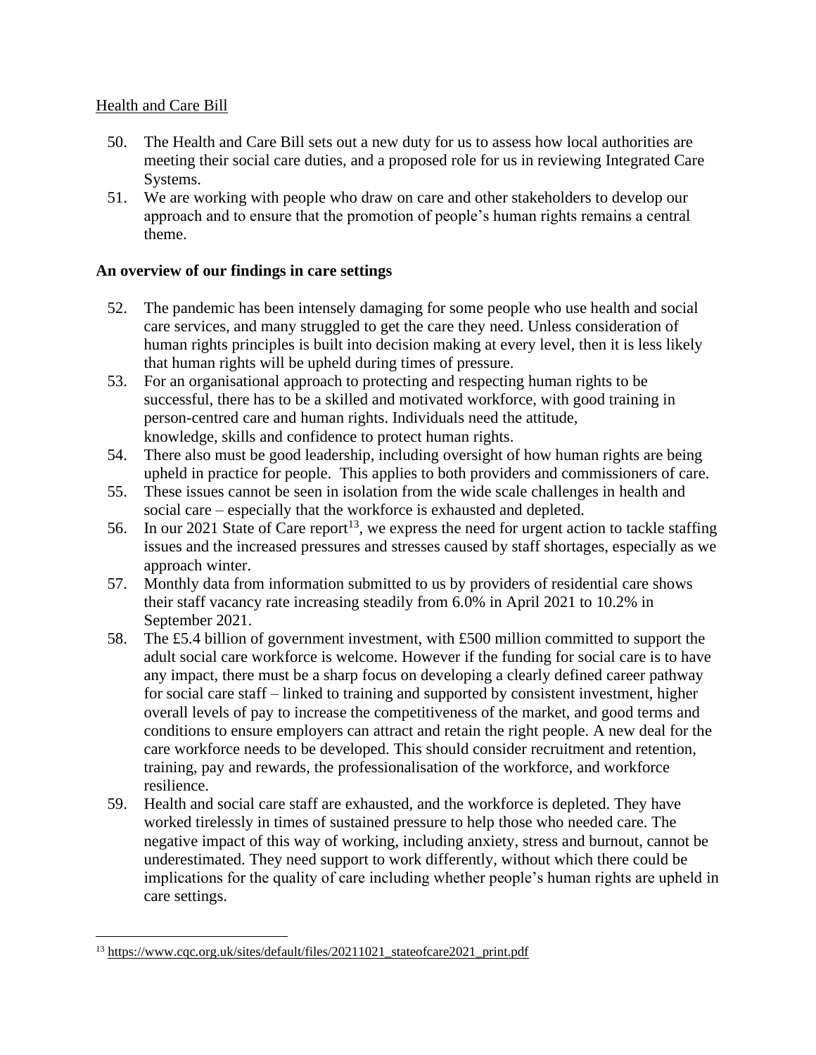Health and Care Bill

50. The Health and Care Bill sets out a new duty for us to assess how local authorities are meeting their social care duties, and a proposed role for us in reviewing Integrated Care Systems.
51. We are working with people who draw on care and other stakeholders to develop our approach and to ensure that the promotion of people's human rights remains a central theme.

**An overview of our findings in care settings**

52. The pandemic has been intensely damaging for some people who use health and social care services, and many struggled to get the care they need. Unless consideration of human rights principles is built into decision making at every level, then it is less likely that human rights will be upheld during times of pressure.
53. For an organisational approach to protecting and respecting human rights to be successful, there has to be a skilled and motivated workforce, with good training in person-centred care and human rights. Individuals need the attitude, knowledge, skills and confidence to protect human rights.
54. There also must be good leadership, including oversight of how human rights are being upheld in practice for people. This applies to both providers and commissioners of care.
55. These issues cannot be seen in isolation from the wide scale challenges in health and social care – especially that the workforce is exhausted and depleted.
56. In our 2021 State of Care report[13], we express the need for urgent action to tackle staffing issues and the increased pressures and stresses caused by staff shortages, especially as we approach winter.
57. Monthly data from information submitted to us by providers of residential care shows their staff vacancy rate increasing steadily from 6.0% in April 2021 to 10.2% in September 2021.
58. The £5.4 billion of government investment, with £500 million committed to support the adult social care workforce is welcome. However if the funding for social care is to have any impact, there must be a sharp focus on developing a clearly defined career pathway for social care staff – linked to training and supported by consistent investment, higher overall levels of pay to increase the competitiveness of the market, and good terms and conditions to ensure employers can attract and retain the right people. A new deal for the care workforce needs to be developed. This should consider recruitment and retention, training, pay and rewards, the professionalisation of the workforce, and workforce resilience.
59. Health and social care staff are exhausted, and the workforce is depleted. They have worked tirelessly in times of sustained pressure to help those who needed care. The negative impact of this way of working, including anxiety, stress and burnout, cannot be underestimated. They need support to work differently, without which there could be implications for the quality of care including whether people's human rights are upheld in care settings.

[13] https://www.cqc.org.uk/sites/default/files/20211021_stateofcare2021_print.pdf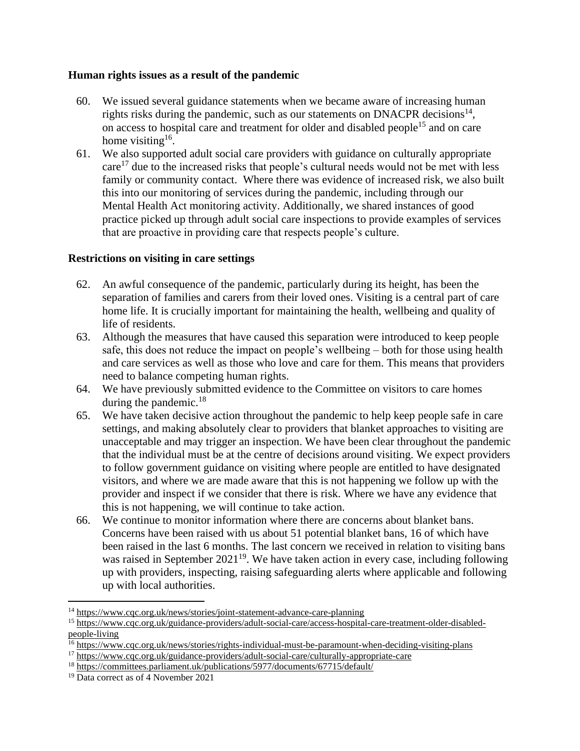**Human rights issues as a result of the pandemic**

60. We issued several guidance statements when we became aware of increasing human rights risks during the pandemic, such as our statements on DNACPR decisions[14], on access to hospital care and treatment for older and disabled people[15] and on care home visiting[16].
61. We also supported adult social care providers with guidance on culturally appropriate care[17] due to the increased risks that people's cultural needs would not be met with less family or community contact. Where there was evidence of increased risk, we also built this into our monitoring of services during the pandemic, including through our Mental Health Act monitoring activity. Additionally, we shared instances of good practice picked up through adult social care inspections to provide examples of services that are proactive in providing care that respects people's culture.

**Restrictions on visiting in care settings**

62. An awful consequence of the pandemic, particularly during its height, has been the separation of families and carers from their loved ones. Visiting is a central part of care home life. It is crucially important for maintaining the health, wellbeing and quality of life of residents.
63. Although the measures that have caused this separation were introduced to keep people safe, this does not reduce the impact on people's wellbeing – both for those using health and care services as well as those who love and care for them. This means that providers need to balance competing human rights.
64. We have previously submitted evidence to the Committee on visitors to care homes during the pandemic.[18]
65. We have taken decisive action throughout the pandemic to help keep people safe in care settings, and making absolutely clear to providers that blanket approaches to visiting are unacceptable and may trigger an inspection. We have been clear throughout the pandemic that the individual must be at the centre of decisions around visiting. We expect providers to follow government guidance on visiting where people are entitled to have designated visitors, and where we are made aware that this is not happening we follow up with the provider and inspect if we consider that there is risk. Where we have any evidence that this is not happening, we will continue to take action.
66. We continue to monitor information where there are concerns about blanket bans. Concerns have been raised with us about 51 potential blanket bans, 16 of which have been raised in the last 6 months. The last concern we received in relation to visiting bans was raised in September 2021[19]. We have taken action in every case, including following up with providers, inspecting, raising safeguarding alerts where applicable and following up with local authorities.

---

[14] https://www.cqc.org.uk/news/stories/joint-statement-advance-care-planning

[15] https://www.cqc.org.uk/guidance-providers/adult-social-care/access-hospital-care-treatment-older-disabled-people-living

[16] https://www.cqc.org.uk/news/stories/rights-individual-must-be-paramount-when-deciding-visiting-plans

[17] https://www.cqc.org.uk/guidance-providers/adult-social-care/culturally-appropriate-care

[18] https://committees.parliament.uk/publications/5977/documents/67715/default/

[19] Data correct as of 4 November 2021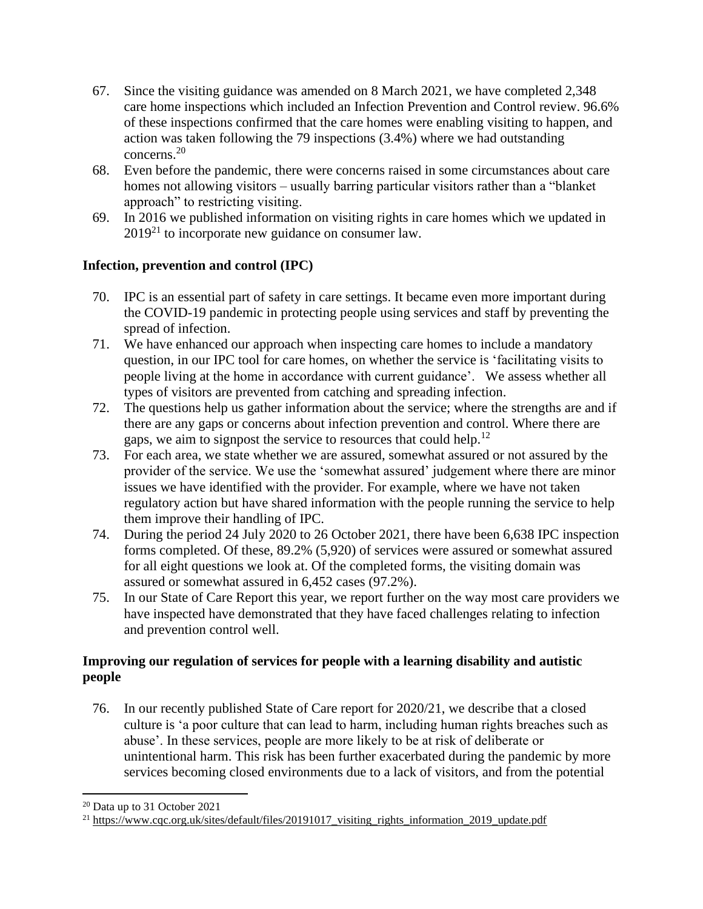67. Since the visiting guidance was amended on 8 March 2021, we have completed 2,348 care home inspections which included an Infection Prevention and Control review. 96.6% of these inspections confirmed that the care homes were enabling visiting to happen, and action was taken following the 79 inspections (3.4%) where we had outstanding concerns.[20]
68. Even before the pandemic, there were concerns raised in some circumstances about care homes not allowing visitors – usually barring particular visitors rather than a "blanket approach" to restricting visiting.
69. In 2016 we published information on visiting rights in care homes which we updated in 2019[21] to incorporate new guidance on consumer law.

## Infection, prevention and control (IPC)

70. IPC is an essential part of safety in care settings. It became even more important during the COVID-19 pandemic in protecting people using services and staff by preventing the spread of infection.
71. We have enhanced our approach when inspecting care homes to include a mandatory question, in our IPC tool for care homes, on whether the service is 'facilitating visits to people living at the home in accordance with current guidance'. We assess whether all types of visitors are prevented from catching and spreading infection.
72. The questions help us gather information about the service; where the strengths are and if there are any gaps or concerns about infection prevention and control. Where there are gaps, we aim to signpost the service to resources that could help.[12]
73. For each area, we state whether we are assured, somewhat assured or not assured by the provider of the service. We use the 'somewhat assured' judgement where there are minor issues we have identified with the provider. For example, where we have not taken regulatory action but have shared information with the people running the service to help them improve their handling of IPC.
74. During the period 24 July 2020 to 26 October 2021, there have been 6,638 IPC inspection forms completed. Of these, 89.2% (5,920) of services were assured or somewhat assured for all eight questions we look at. Of the completed forms, the visiting domain was assured or somewhat assured in 6,452 cases (97.2%).
75. In our State of Care Report this year, we report further on the way most care providers we have inspected have demonstrated that they have faced challenges relating to infection and prevention control well.

## Improving our regulation of services for people with a learning disability and autistic people

76. In our recently published State of Care report for 2020/21, we describe that a closed culture is 'a poor culture that can lead to harm, including human rights breaches such as abuse'. In these services, people are more likely to be at risk of deliberate or unintentional harm. This risk has been further exacerbated during the pandemic by more services becoming closed environments due to a lack of visitors, and from the potential

[20] Data up to 31 October 2021

[21] https://www.cqc.org.uk/sites/default/files/20191017_visiting_rights_information_2019_update.pdf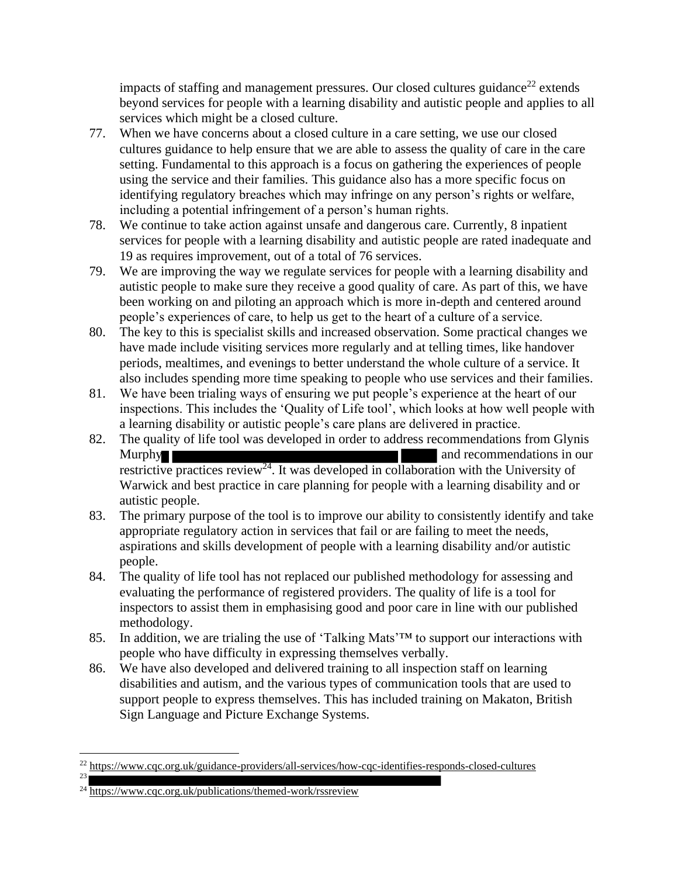impacts of staffing and management pressures. Our closed cultures guidance[22] extends beyond services for people with a learning disability and autistic people and applies to all services which might be a closed culture.

77. When we have concerns about a closed culture in a care setting, we use our closed cultures guidance to help ensure that we are able to assess the quality of care in the care setting. Fundamental to this approach is a focus on gathering the experiences of people using the service and their families. This guidance also has a more specific focus on identifying regulatory breaches which may infringe on any person's rights or welfare, including a potential infringement of a person's human rights.
78. We continue to take action against unsafe and dangerous care. Currently, 8 inpatient services for people with a learning disability and autistic people are rated inadequate and 19 as requires improvement, out of a total of 76 services.
79. We are improving the way we regulate services for people with a learning disability and autistic people to make sure they receive a good quality of care. As part of this, we have been working on and piloting an approach which is more in-depth and centered around people's experiences of care, to help us get to the heart of a culture of a service.
80. The key to this is specialist skills and increased observation. Some practical changes we have made include visiting services more regularly and at telling times, like handover periods, mealtimes, and evenings to better understand the whole culture of a service. It also includes spending more time speaking to people who use services and their families.
81. We have been trialing ways of ensuring we put people's experience at the heart of our inspections. This includes the 'Quality of Life tool', which looks at how well people with a learning disability or autistic people's care plans are delivered in practice.
82. The quality of life tool was developed in order to address recommendations from Glynis Murphy ████████████████████ and recommendations in our restrictive practices review[24]. It was developed in collaboration with the University of Warwick and best practice in care planning for people with a learning disability and or autistic people.
83. The primary purpose of the tool is to improve our ability to consistently identify and take appropriate regulatory action in services that fail or are failing to meet the needs, aspirations and skills development of people with a learning disability and/or autistic people.
84. The quality of life tool has not replaced our published methodology for assessing and evaluating the performance of registered providers. The quality of life is a tool for inspectors to assist them in emphasising good and poor care in line with our published methodology.
85. In addition, we are trialing the use of 'Talking Mats'™ to support our interactions with people who have difficulty in expressing themselves verbally.
86. We have also developed and delivered training to all inspection staff on learning disabilities and autism, and the various types of communication tools that are used to support people to express themselves. This has included training on Makaton, British Sign Language and Picture Exchange Systems.

---

[22] https://www.cqc.org.uk/guidance-providers/all-services/how-cqc-identifies-responds-closed-cultures

[23] ████████████████████

[24] https://www.cqc.org.uk/publications/themed-work/rssreview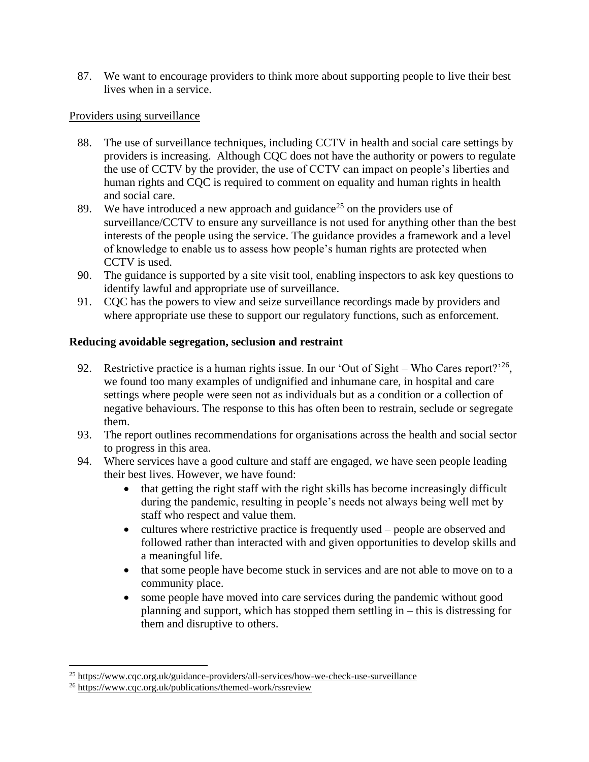87. We want to encourage providers to think more about supporting people to live their best lives when in a service.

Providers using surveillance

88. The use of surveillance techniques, including CCTV in health and social care settings by providers is increasing. Although CQC does not have the authority or powers to regulate the use of CCTV by the provider, the use of CCTV can impact on people's liberties and human rights and CQC is required to comment on equality and human rights in health and social care.
89. We have introduced a new approach and guidance[25] on the providers use of surveillance/CCTV to ensure any surveillance is not used for anything other than the best interests of the people using the service. The guidance provides a framework and a level of knowledge to enable us to assess how people's human rights are protected when CCTV is used.
90. The guidance is supported by a site visit tool, enabling inspectors to ask key questions to identify lawful and appropriate use of surveillance.
91. CQC has the powers to view and seize surveillance recordings made by providers and where appropriate use these to support our regulatory functions, such as enforcement.

**Reducing avoidable segregation, seclusion and restraint**

92. Restrictive practice is a human rights issue. In our 'Out of Sight – Who Cares report?'[26], we found too many examples of undignified and inhumane care, in hospital and care settings where people were seen not as individuals but as a condition or a collection of negative behaviours. The response to this has often been to restrain, seclude or segregate them.
93. The report outlines recommendations for organisations across the health and social sector to progress in this area.
94. Where services have a good culture and staff are engaged, we have seen people leading their best lives. However, we have found:
    - that getting the right staff with the right skills has become increasingly difficult during the pandemic, resulting in people's needs not always being well met by staff who respect and value them.
    - cultures where restrictive practice is frequently used – people are observed and followed rather than interacted with and given opportunities to develop skills and a meaningful life.
    - that some people have become stuck in services and are not able to move on to a community place.
    - some people have moved into care services during the pandemic without good planning and support, which has stopped them settling in – this is distressing for them and disruptive to others.

[25] https://www.cqc.org.uk/guidance-providers/all-services/how-we-check-use-surveillance

[26] https://www.cqc.org.uk/publications/themed-work/rssreview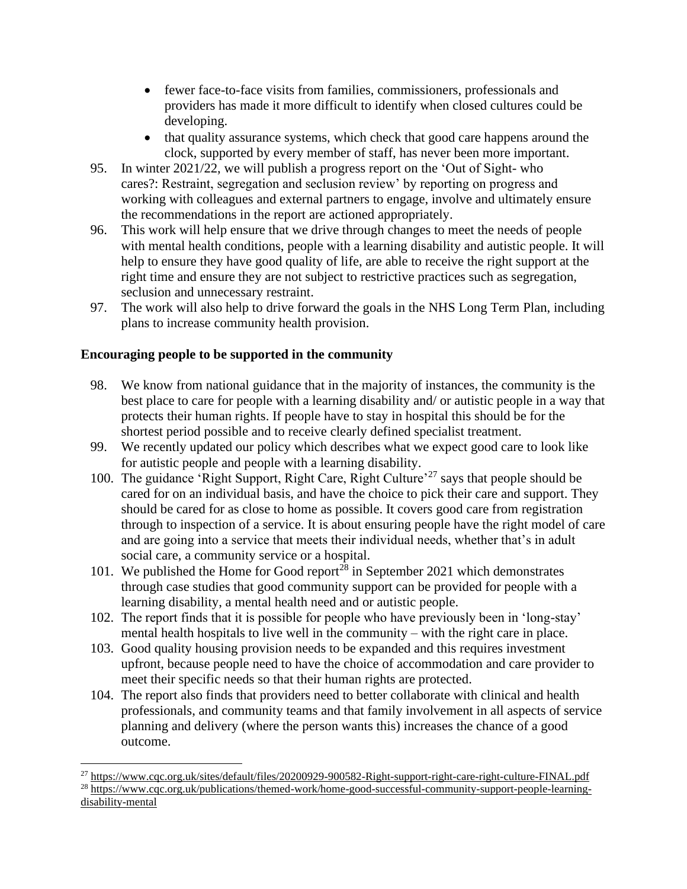- fewer face-to-face visits from families, commissioners, professionals and providers has made it more difficult to identify when closed cultures could be developing.
- that quality assurance systems, which check that good care happens around the clock, supported by every member of staff, has never been more important.

95. In winter 2021/22, we will publish a progress report on the 'Out of Sight- who cares?: Restraint, segregation and seclusion review' by reporting on progress and working with colleagues and external partners to engage, involve and ultimately ensure the recommendations in the report are actioned appropriately.
96. This work will help ensure that we drive through changes to meet the needs of people with mental health conditions, people with a learning disability and autistic people. It will help to ensure they have good quality of life, are able to receive the right support at the right time and ensure they are not subject to restrictive practices such as segregation, seclusion and unnecessary restraint.
97. The work will also help to drive forward the goals in the NHS Long Term Plan, including plans to increase community health provision.

**Encouraging people to be supported in the community**

98. We know from national guidance that in the majority of instances, the community is the best place to care for people with a learning disability and/ or autistic people in a way that protects their human rights. If people have to stay in hospital this should be for the shortest period possible and to receive clearly defined specialist treatment.
99. We recently updated our policy which describes what we expect good care to look like for autistic people and people with a learning disability.
100. The guidance 'Right Support, Right Care, Right Culture'[27] says that people should be cared for on an individual basis, and have the choice to pick their care and support. They should be cared for as close to home as possible. It covers good care from registration through to inspection of a service. It is about ensuring people have the right model of care and are going into a service that meets their individual needs, whether that's in adult social care, a community service or a hospital.
101. We published the Home for Good report[28] in September 2021 which demonstrates through case studies that good community support can be provided for people with a learning disability, a mental health need and or autistic people.
102. The report finds that it is possible for people who have previously been in 'long-stay' mental health hospitals to live well in the community – with the right care in place.
103. Good quality housing provision needs to be expanded and this requires investment upfront, because people need to have the choice of accommodation and care provider to meet their specific needs so that their human rights are protected.
104. The report also finds that providers need to better collaborate with clinical and health professionals, and community teams and that family involvement in all aspects of service planning and delivery (where the person wants this) increases the chance of a good outcome.

[27] https://www.cqc.org.uk/sites/default/files/20200929-900582-Right-support-right-care-right-culture-FINAL.pdf

[28] https://www.cqc.org.uk/publications/themed-work/home-good-successful-community-support-people-learning-disability-mental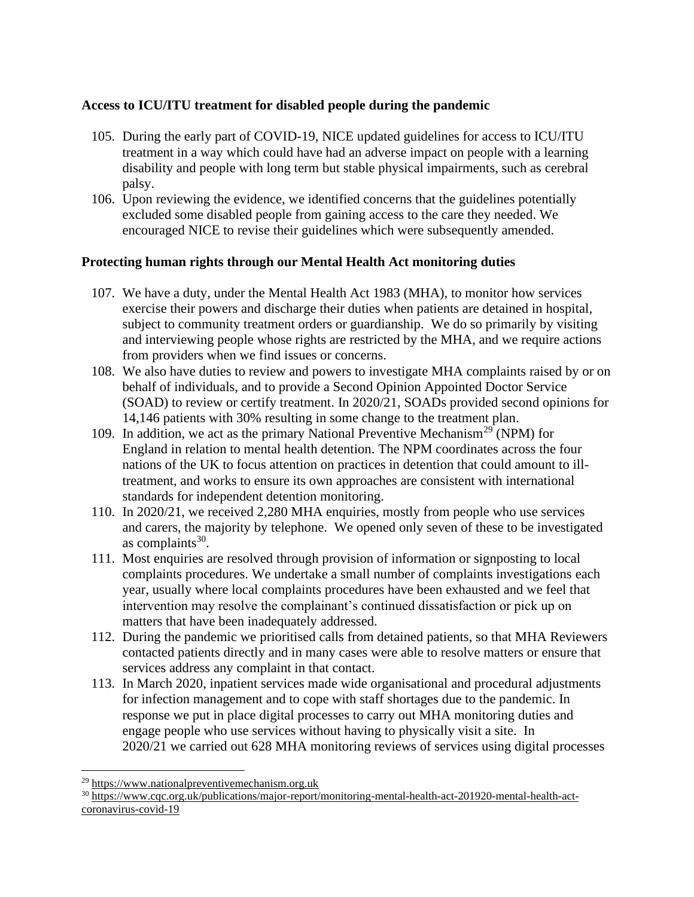**Access to ICU/ITU treatment for disabled people during the pandemic**

105. During the early part of COVID-19, NICE updated guidelines for access to ICU/ITU treatment in a way which could have had an adverse impact on people with a learning disability and people with long term but stable physical impairments, such as cerebral palsy.
106. Upon reviewing the evidence, we identified concerns that the guidelines potentially excluded some disabled people from gaining access to the care they needed. We encouraged NICE to revise their guidelines which were subsequently amended.

**Protecting human rights through our Mental Health Act monitoring duties**

107. We have a duty, under the Mental Health Act 1983 (MHA), to monitor how services exercise their powers and discharge their duties when patients are detained in hospital, subject to community treatment orders or guardianship. We do so primarily by visiting and interviewing people whose rights are restricted by the MHA, and we require actions from providers when we find issues or concerns.
108. We also have duties to review and powers to investigate MHA complaints raised by or on behalf of individuals, and to provide a Second Opinion Appointed Doctor Service (SOAD) to review or certify treatment. In 2020/21, SOADs provided second opinions for 14,146 patients with 30% resulting in some change to the treatment plan.
109. In addition, we act as the primary National Preventive Mechanism[29] (NPM) for England in relation to mental health detention. The NPM coordinates across the four nations of the UK to focus attention on practices in detention that could amount to ill-treatment, and works to ensure its own approaches are consistent with international standards for independent detention monitoring.
110. In 2020/21, we received 2,280 MHA enquiries, mostly from people who use services and carers, the majority by telephone. We opened only seven of these to be investigated as complaints[30].
111. Most enquiries are resolved through provision of information or signposting to local complaints procedures. We undertake a small number of complaints investigations each year, usually where local complaints procedures have been exhausted and we feel that intervention may resolve the complainant's continued dissatisfaction or pick up on matters that have been inadequately addressed.
112. During the pandemic we prioritised calls from detained patients, so that MHA Reviewers contacted patients directly and in many cases were able to resolve matters or ensure that services address any complaint in that contact.
113. In March 2020, inpatient services made wide organisational and procedural adjustments for infection management and to cope with staff shortages due to the pandemic. In response we put in place digital processes to carry out MHA monitoring duties and engage people who use services without having to physically visit a site. In 2020/21 we carried out 628 MHA monitoring reviews of services using digital processes

[29] https://www.nationalpreventivemechanism.org.uk

[30] https://www.cqc.org.uk/publications/major-report/monitoring-mental-health-act-201920-mental-health-act-coronavirus-covid-19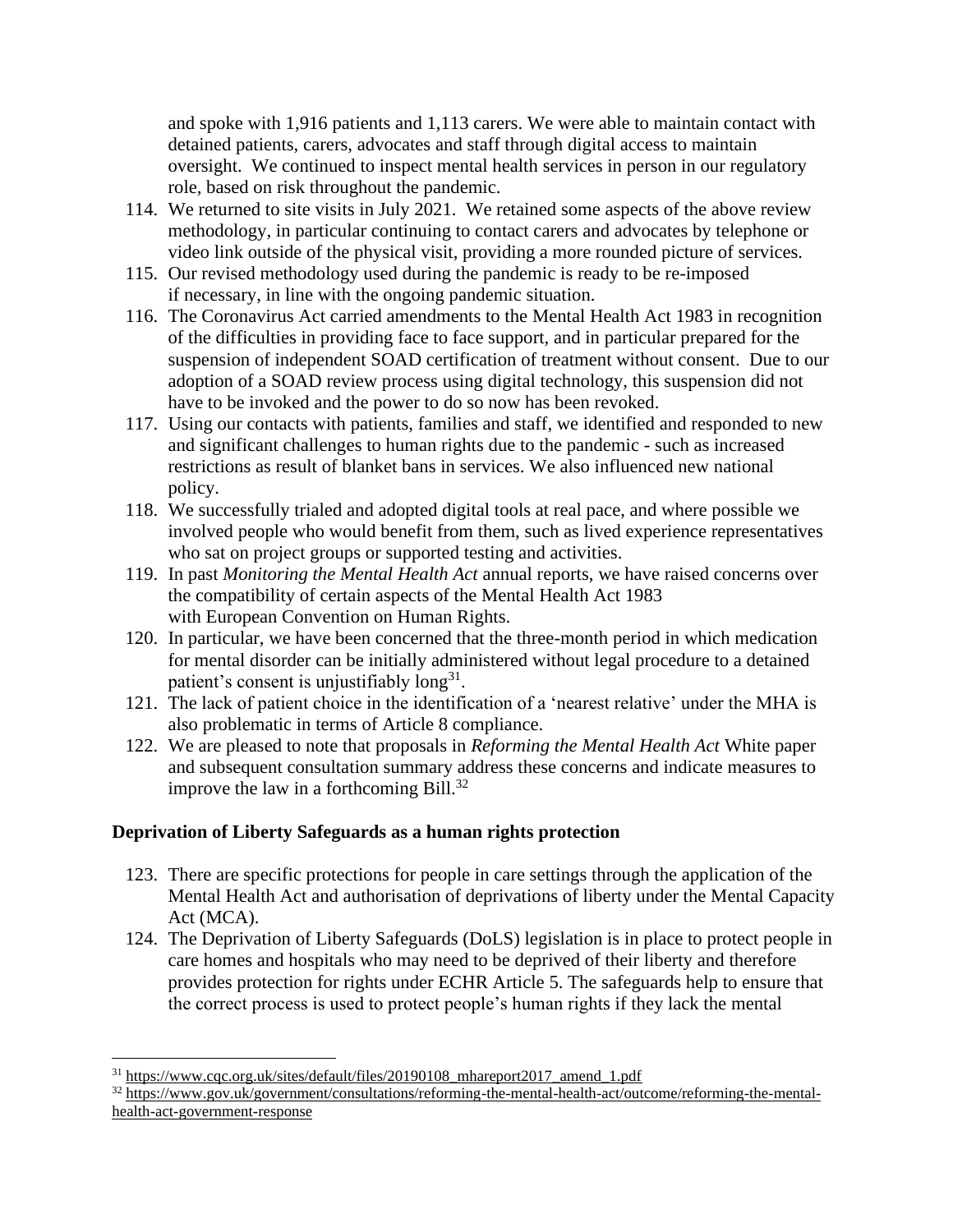and spoke with 1,916 patients and 1,113 carers. We were able to maintain contact with detained patients, carers, advocates and staff through digital access to maintain oversight. We continued to inspect mental health services in person in our regulatory role, based on risk throughout the pandemic.

114. We returned to site visits in July 2021. We retained some aspects of the above review methodology, in particular continuing to contact carers and advocates by telephone or video link outside of the physical visit, providing a more rounded picture of services.
115. Our revised methodology used during the pandemic is ready to be re-imposed if necessary, in line with the ongoing pandemic situation.
116. The Coronavirus Act carried amendments to the Mental Health Act 1983 in recognition of the difficulties in providing face to face support, and in particular prepared for the suspension of independent SOAD certification of treatment without consent. Due to our adoption of a SOAD review process using digital technology, this suspension did not have to be invoked and the power to do so now has been revoked.
117. Using our contacts with patients, families and staff, we identified and responded to new and significant challenges to human rights due to the pandemic - such as increased restrictions as result of blanket bans in services. We also influenced new national policy.
118. We successfully trialed and adopted digital tools at real pace, and where possible we involved people who would benefit from them, such as lived experience representatives who sat on project groups or supported testing and activities.
119. In past *Monitoring the Mental Health Act* annual reports, we have raised concerns over the compatibility of certain aspects of the Mental Health Act 1983 with European Convention on Human Rights.
120. In particular, we have been concerned that the three-month period in which medication for mental disorder can be initially administered without legal procedure to a detained patient's consent is unjustifiably long[31].
121. The lack of patient choice in the identification of a 'nearest relative' under the MHA is also problematic in terms of Article 8 compliance.
122. We are pleased to note that proposals in *Reforming the Mental Health Act* White paper and subsequent consultation summary address these concerns and indicate measures to improve the law in a forthcoming Bill.[32]

## Deprivation of Liberty Safeguards as a human rights protection

123. There are specific protections for people in care settings through the application of the Mental Health Act and authorisation of deprivations of liberty under the Mental Capacity Act (MCA).
124. The Deprivation of Liberty Safeguards (DoLS) legislation is in place to protect people in care homes and hospitals who may need to be deprived of their liberty and therefore provides protection for rights under ECHR Article 5. The safeguards help to ensure that the correct process is used to protect people's human rights if they lack the mental

[31] https://www.cqc.org.uk/sites/default/files/20190108_mhareport2017_amend_1.pdf

[32] https://www.gov.uk/government/consultations/reforming-the-mental-health-act/outcome/reforming-the-mental-health-act-government-response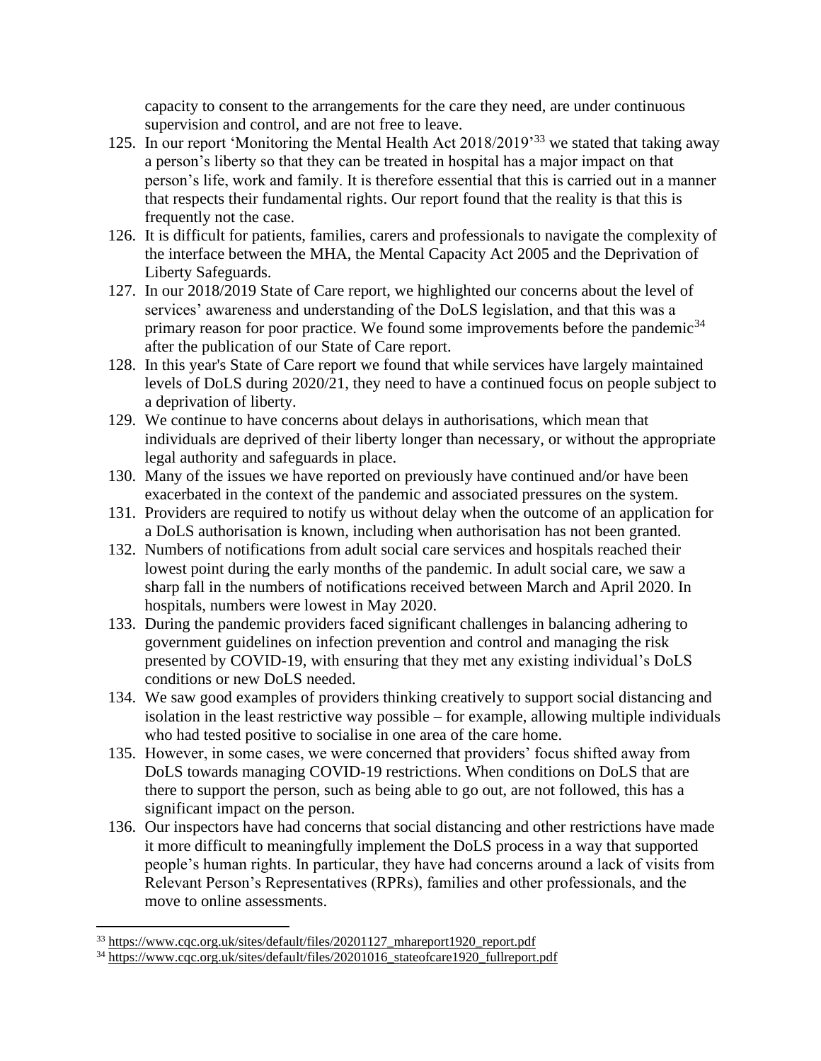capacity to consent to the arrangements for the care they need, are under continuous supervision and control, and are not free to leave.

125. In our report 'Monitoring the Mental Health Act 2018/2019'[33] we stated that taking away a person's liberty so that they can be treated in hospital has a major impact on that person's life, work and family. It is therefore essential that this is carried out in a manner that respects their fundamental rights. Our report found that the reality is that this is frequently not the case.
126. It is difficult for patients, families, carers and professionals to navigate the complexity of the interface between the MHA, the Mental Capacity Act 2005 and the Deprivation of Liberty Safeguards.
127. In our 2018/2019 State of Care report, we highlighted our concerns about the level of services' awareness and understanding of the DoLS legislation, and that this was a primary reason for poor practice. We found some improvements before the pandemic[34] after the publication of our State of Care report.
128. In this year's State of Care report we found that while services have largely maintained levels of DoLS during 2020/21, they need to have a continued focus on people subject to a deprivation of liberty.
129. We continue to have concerns about delays in authorisations, which mean that individuals are deprived of their liberty longer than necessary, or without the appropriate legal authority and safeguards in place.
130. Many of the issues we have reported on previously have continued and/or have been exacerbated in the context of the pandemic and associated pressures on the system.
131. Providers are required to notify us without delay when the outcome of an application for a DoLS authorisation is known, including when authorisation has not been granted.
132. Numbers of notifications from adult social care services and hospitals reached their lowest point during the early months of the pandemic. In adult social care, we saw a sharp fall in the numbers of notifications received between March and April 2020. In hospitals, numbers were lowest in May 2020.
133. During the pandemic providers faced significant challenges in balancing adhering to government guidelines on infection prevention and control and managing the risk presented by COVID-19, with ensuring that they met any existing individual's DoLS conditions or new DoLS needed.
134. We saw good examples of providers thinking creatively to support social distancing and isolation in the least restrictive way possible – for example, allowing multiple individuals who had tested positive to socialise in one area of the care home.
135. However, in some cases, we were concerned that providers' focus shifted away from DoLS towards managing COVID-19 restrictions. When conditions on DoLS that are there to support the person, such as being able to go out, are not followed, this has a significant impact on the person.
136. Our inspectors have had concerns that social distancing and other restrictions have made it more difficult to meaningfully implement the DoLS process in a way that supported people's human rights. In particular, they have had concerns around a lack of visits from Relevant Person's Representatives (RPRs), families and other professionals, and the move to online assessments.

---

[33] https://www.cqc.org.uk/sites/default/files/20201127_mhareport1920_report.pdf

[34] https://www.cqc.org.uk/sites/default/files/20201016_stateofcare1920_fullreport.pdf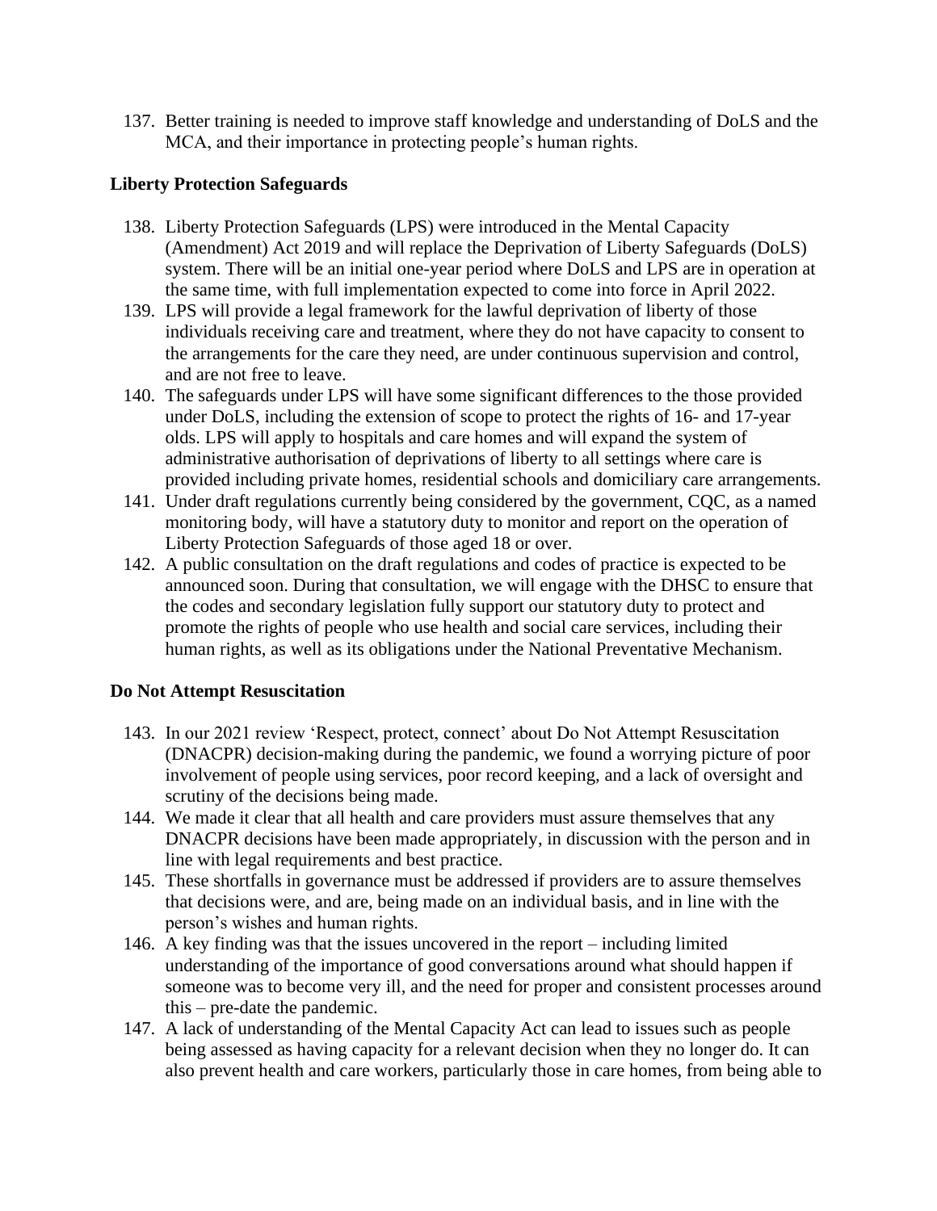137. Better training is needed to improve staff knowledge and understanding of DoLS and the MCA, and their importance in protecting people's human rights.

### Liberty Protection Safeguards

138. Liberty Protection Safeguards (LPS) were introduced in the Mental Capacity (Amendment) Act 2019 and will replace the Deprivation of Liberty Safeguards (DoLS) system. There will be an initial one-year period where DoLS and LPS are in operation at the same time, with full implementation expected to come into force in April 2022.
139. LPS will provide a legal framework for the lawful deprivation of liberty of those individuals receiving care and treatment, where they do not have capacity to consent to the arrangements for the care they need, are under continuous supervision and control, and are not free to leave.
140. The safeguards under LPS will have some significant differences to the those provided under DoLS, including the extension of scope to protect the rights of 16- and 17-year olds. LPS will apply to hospitals and care homes and will expand the system of administrative authorisation of deprivations of liberty to all settings where care is provided including private homes, residential schools and domiciliary care arrangements.
141. Under draft regulations currently being considered by the government, CQC, as a named monitoring body, will have a statutory duty to monitor and report on the operation of Liberty Protection Safeguards of those aged 18 or over.
142. A public consultation on the draft regulations and codes of practice is expected to be announced soon. During that consultation, we will engage with the DHSC to ensure that the codes and secondary legislation fully support our statutory duty to protect and promote the rights of people who use health and social care services, including their human rights, as well as its obligations under the National Preventative Mechanism.

### Do Not Attempt Resuscitation

143. In our 2021 review 'Respect, protect, connect' about Do Not Attempt Resuscitation (DNACPR) decision-making during the pandemic, we found a worrying picture of poor involvement of people using services, poor record keeping, and a lack of oversight and scrutiny of the decisions being made.
144. We made it clear that all health and care providers must assure themselves that any DNACPR decisions have been made appropriately, in discussion with the person and in line with legal requirements and best practice.
145. These shortfalls in governance must be addressed if providers are to assure themselves that decisions were, and are, being made on an individual basis, and in line with the person's wishes and human rights.
146. A key finding was that the issues uncovered in the report – including limited understanding of the importance of good conversations around what should happen if someone was to become very ill, and the need for proper and consistent processes around this – pre-date the pandemic.
147. A lack of understanding of the Mental Capacity Act can lead to issues such as people being assessed as having capacity for a relevant decision when they no longer do. It can also prevent health and care workers, particularly those in care homes, from being able to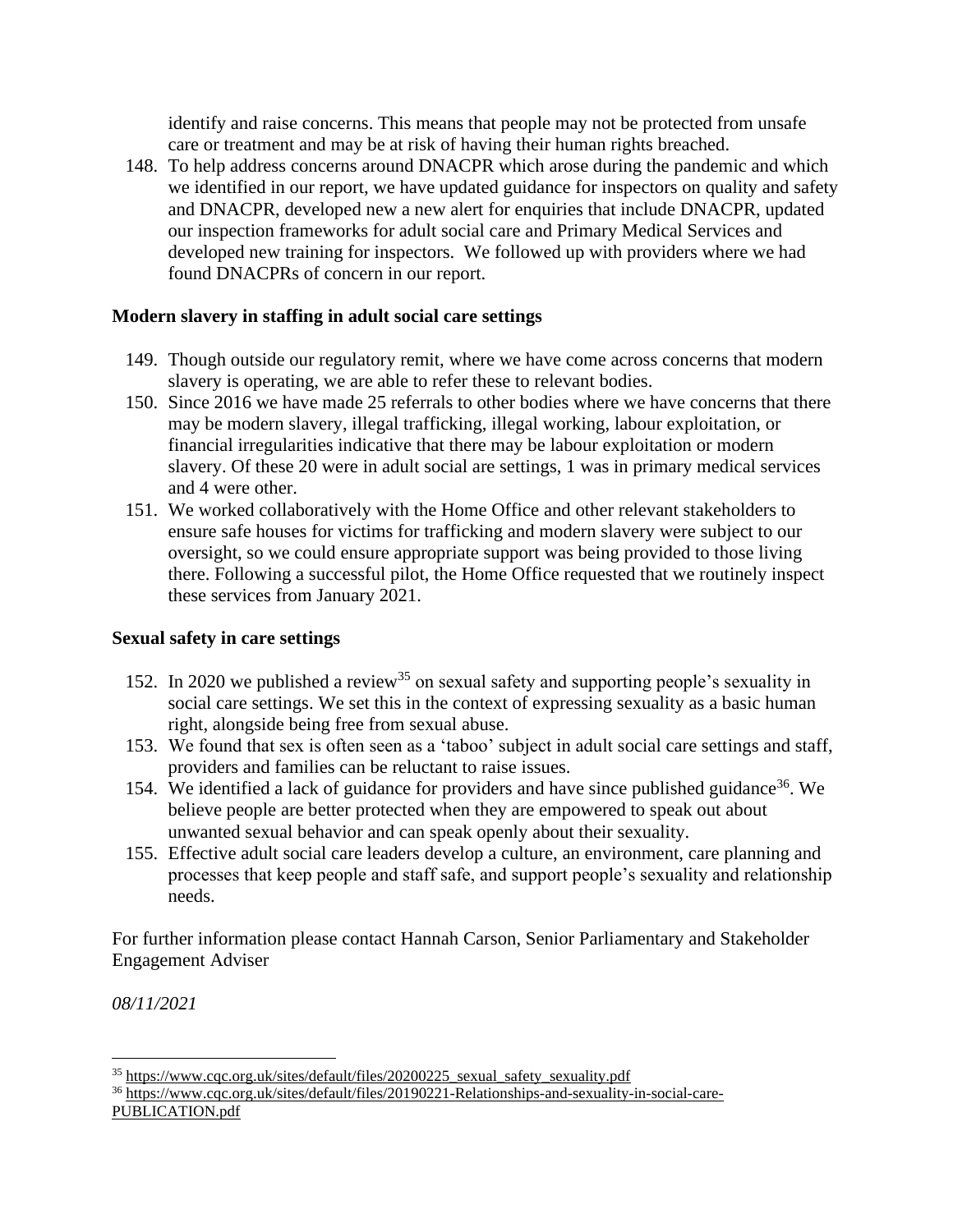identify and raise concerns. This means that people may not be protected from unsafe care or treatment and may be at risk of having their human rights breached.

148. To help address concerns around DNACPR which arose during the pandemic and which we identified in our report, we have updated guidance for inspectors on quality and safety and DNACPR, developed new a new alert for enquiries that include DNACPR, updated our inspection frameworks for adult social care and Primary Medical Services and developed new training for inspectors. We followed up with providers where we had found DNACPRs of concern in our report.

**Modern slavery in staffing in adult social care settings**

149. Though outside our regulatory remit, where we have come across concerns that modern slavery is operating, we are able to refer these to relevant bodies.
150. Since 2016 we have made 25 referrals to other bodies where we have concerns that there may be modern slavery, illegal trafficking, illegal working, labour exploitation, or financial irregularities indicative that there may be labour exploitation or modern slavery. Of these 20 were in adult social are settings, 1 was in primary medical services and 4 were other.
151. We worked collaboratively with the Home Office and other relevant stakeholders to ensure safe houses for victims for trafficking and modern slavery were subject to our oversight, so we could ensure appropriate support was being provided to those living there. Following a successful pilot, the Home Office requested that we routinely inspect these services from January 2021.

**Sexual safety in care settings**

152. In 2020 we published a review[35] on sexual safety and supporting people's sexuality in social care settings. We set this in the context of expressing sexuality as a basic human right, alongside being free from sexual abuse.
153. We found that sex is often seen as a 'taboo' subject in adult social care settings and staff, providers and families can be reluctant to raise issues.
154. We identified a lack of guidance for providers and have since published guidance[36]. We believe people are better protected when they are empowered to speak out about unwanted sexual behavior and can speak openly about their sexuality.
155. Effective adult social care leaders develop a culture, an environment, care planning and processes that keep people and staff safe, and support people's sexuality and relationship needs.

For further information please contact Hannah Carson, Senior Parliamentary and Stakeholder Engagement Adviser

*08/11/2021*

---

[35] https://www.cqc.org.uk/sites/default/files/20200225_sexual_safety_sexuality.pdf

[36] https://www.cqc.org.uk/sites/default/files/20190221-Relationships-and-sexuality-in-social-care-PUBLICATION.pdf